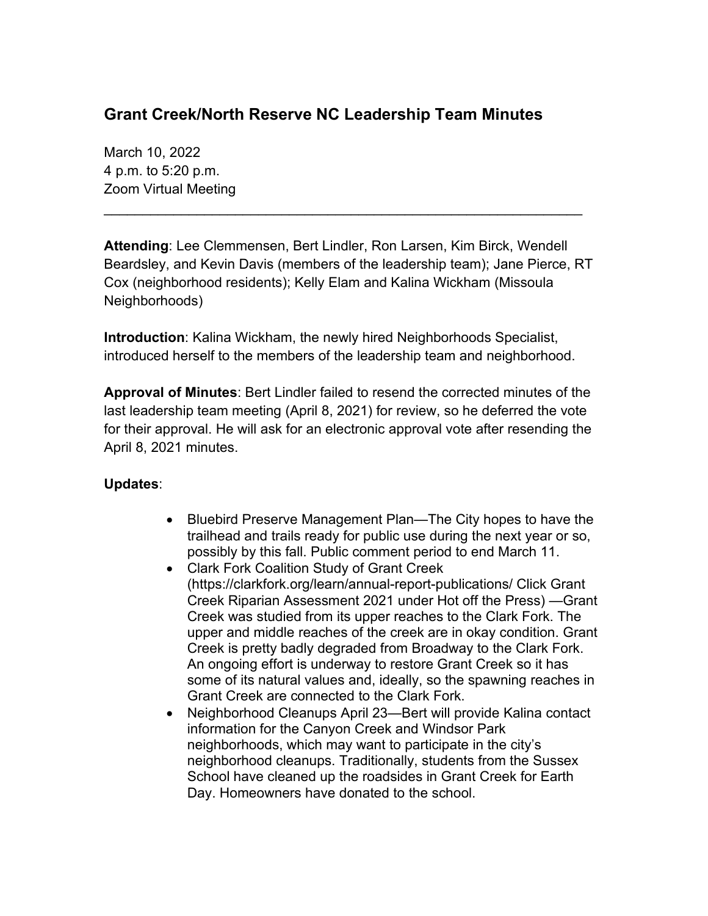# Grant Creek/North Reserve NC Leadership Team Minutes

March 10, 2022
4 p.m. to 5:20 p.m.
Zoom Virtual Meeting

---

**Attending**: Lee Clemmensen, Bert Lindler, Ron Larsen, Kim Birck, Wendell Beardsley, and Kevin Davis (members of the leadership team); Jane Pierce, RT Cox (neighborhood residents); Kelly Elam and Kalina Wickham (Missoula Neighborhoods)

**Introduction**: Kalina Wickham, the newly hired Neighborhoods Specialist, introduced herself to the members of the leadership team and neighborhood.

**Approval of Minutes**: Bert Lindler failed to resend the corrected minutes of the last leadership team meeting (April 8, 2021) for review, so he deferred the vote for their approval. He will ask for an electronic approval vote after resending the April 8, 2021 minutes.

**Updates**:

- Bluebird Preserve Management Plan—The City hopes to have the trailhead and trails ready for public use during the next year or so, possibly by this fall. Public comment period to end March 11.
- Clark Fork Coalition Study of Grant Creek (https://clarkfork.org/learn/annual-report-publications/ Click Grant Creek Riparian Assessment 2021 under Hot off the Press) —Grant Creek was studied from its upper reaches to the Clark Fork. The upper and middle reaches of the creek are in okay condition. Grant Creek is pretty badly degraded from Broadway to the Clark Fork. An ongoing effort is underway to restore Grant Creek so it has some of its natural values and, ideally, so the spawning reaches in Grant Creek are connected to the Clark Fork.
- Neighborhood Cleanups April 23—Bert will provide Kalina contact information for the Canyon Creek and Windsor Park neighborhoods, which may want to participate in the city's neighborhood cleanups. Traditionally, students from the Sussex School have cleaned up the roadsides in Grant Creek for Earth Day. Homeowners have donated to the school.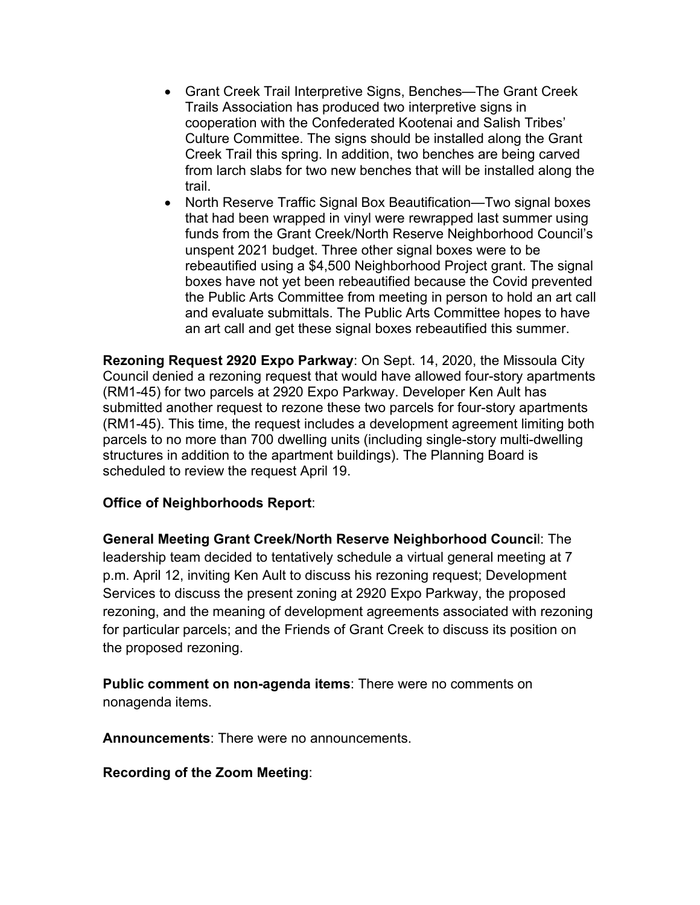- Grant Creek Trail Interpretive Signs, Benches—The Grant Creek Trails Association has produced two interpretive signs in cooperation with the Confederated Kootenai and Salish Tribes' Culture Committee. The signs should be installed along the Grant Creek Trail this spring. In addition, two benches are being carved from larch slabs for two new benches that will be installed along the trail.
- North Reserve Traffic Signal Box Beautification—Two signal boxes that had been wrapped in vinyl were rewrapped last summer using funds from the Grant Creek/North Reserve Neighborhood Council's unspent 2021 budget. Three other signal boxes were to be rebeautified using a $4,500 Neighborhood Project grant. The signal boxes have not yet been rebeautified because the Covid prevented the Public Arts Committee from meeting in person to hold an art call and evaluate submittals. The Public Arts Committee hopes to have an art call and get these signal boxes rebeautified this summer.

**Rezoning Request 2920 Expo Parkway**: On Sept. 14, 2020, the Missoula City Council denied a rezoning request that would have allowed four-story apartments (RM1-45) for two parcels at 2920 Expo Parkway. Developer Ken Ault has submitted another request to rezone these two parcels for four-story apartments (RM1-45). This time, the request includes a development agreement limiting both parcels to no more than 700 dwelling units (including single-story multi-dwelling structures in addition to the apartment buildings). The Planning Board is scheduled to review the request April 19.

**Office of Neighborhoods Report**:

**General Meeting Grant Creek/North Reserve Neighborhood Council**: The leadership team decided to tentatively schedule a virtual general meeting at 7 p.m. April 12, inviting Ken Ault to discuss his rezoning request; Development Services to discuss the present zoning at 2920 Expo Parkway, the proposed rezoning, and the meaning of development agreements associated with rezoning for particular parcels; and the Friends of Grant Creek to discuss its position on the proposed rezoning.

**Public comment on non-agenda items**: There were no comments on nonagenda items.

**Announcements**: There were no announcements.

**Recording of the Zoom Meeting**: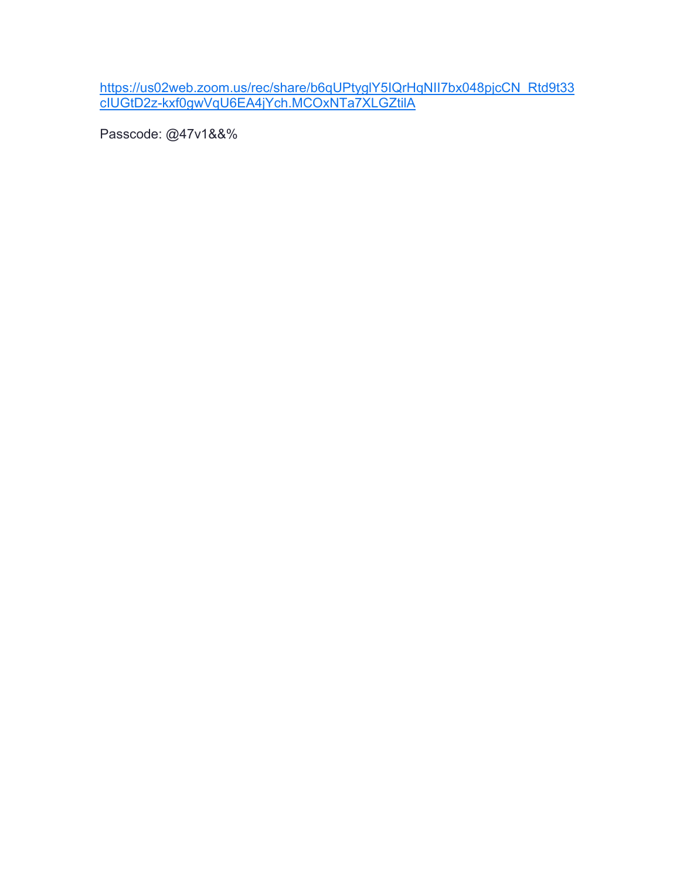https://us02web.zoom.us/rec/share/b6qUPtyglY5IQrHqNII7bx048pjcCN_Rtd9t33cIUGtD2z-kxf0gwVqU6EA4jYch.MCOxNTa7XLGZtilA

Passcode: @47v1&&%